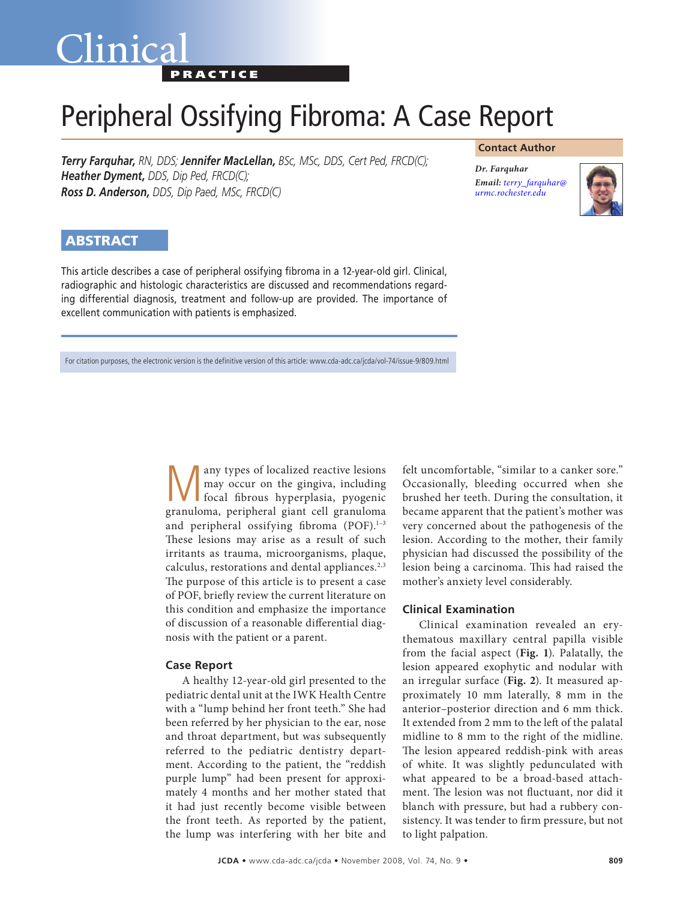Clinical

PRACTICE

# Peripheral Ossifying Fibroma: A Case Report

***Terry Farquhar,*** *RN, DDS;* ***Jennifer MacLellan,*** *BSc, MSc, DDS, Cert Ped, FRCD(C);*
***Heather Dyment,*** *DDS, Dip Ped, FRCD(C);*
***Ross D. Anderson,*** *DDS, Dip Paed, MSc, FRCD(C)*

**Contact Author**

*Dr. Farquhar*
***Email:*** *terry_farquhar@urmc.rochester.edu*

## ABSTRACT

This article describes a case of peripheral ossifying fibroma in a 12-year-old girl. Clinical, radiographic and histologic characteristics are discussed and recommendations regarding differential diagnosis, treatment and follow-up are provided. The importance of excellent communication with patients is emphasized.

For citation purposes, the electronic version is the definitive version of this article: www.cda-adc.ca/jcda/vol-74/issue-9/809.html

Many types of localized reactive lesions may occur on the gingiva, including focal fibrous hyperplasia, pyogenic granuloma, peripheral giant cell granuloma and peripheral ossifying fibroma (POF).[1–3] These lesions may arise as a result of such irritants as trauma, microorganisms, plaque, calculus, restorations and dental appliances.[2,3] The purpose of this article is to present a case of POF, briefly review the current literature on this condition and emphasize the importance of discussion of a reasonable differential diagnosis with the patient or a parent.

### Case Report

A healthy 12-year-old girl presented to the pediatric dental unit at the IWK Health Centre with a "lump behind her front teeth." She had been referred by her physician to the ear, nose and throat department, but was subsequently referred to the pediatric dentistry department. According to the patient, the "reddish purple lump" had been present for approximately 4 months and her mother stated that it had just recently become visible between the front teeth. As reported by the patient, the lump was interfering with her bite and felt uncomfortable, "similar to a canker sore." Occasionally, bleeding occurred when she brushed her teeth. During the consultation, it became apparent that the patient's mother was very concerned about the pathogenesis of the lesion. According to the mother, their family physician had discussed the possibility of the lesion being a carcinoma. This had raised the mother's anxiety level considerably.

### Clinical Examination

Clinical examination revealed an erythematous maxillary central papilla visible from the facial aspect (**Fig. 1**). Palatally, the lesion appeared exophytic and nodular with an irregular surface (**Fig. 2**). It measured approximately 10 mm laterally, 8 mm in the anterior–posterior direction and 6 mm thick. It extended from 2 mm to the left of the palatal midline to 8 mm to the right of the midline. The lesion appeared reddish-pink with areas of white. It was slightly pedunculated with what appeared to be a broad-based attachment. The lesion was not fluctuant, nor did it blanch with pressure, but had a rubbery consistency. It was tender to firm pressure, but not to light palpation.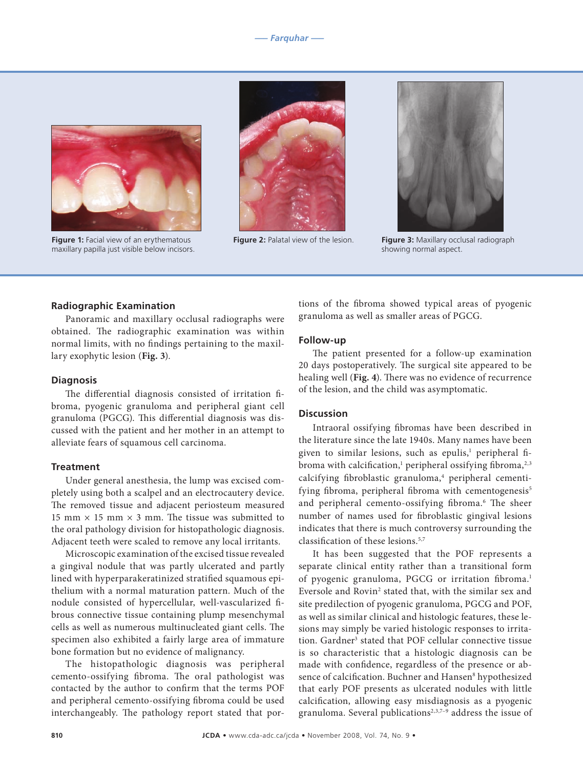Figure 1: Facial view of an erythematous maxillary papilla just visible below incisors.

Figure 2: Palatal view of the lesion.

Figure 3: Maxillary occlusal radiograph showing normal aspect.

### Radiographic Examination

Panoramic and maxillary occlusal radiographs were obtained. The radiographic examination was within normal limits, with no findings pertaining to the maxillary exophytic lesion (**Fig. 3**).

### Diagnosis

The differential diagnosis consisted of irritation fibroma, pyogenic granuloma and peripheral giant cell granuloma (PGCG). This differential diagnosis was discussed with the patient and her mother in an attempt to alleviate fears of squamous cell carcinoma.

### Treatment

Under general anesthesia, the lump was excised completely using both a scalpel and an electrocautery device. The removed tissue and adjacent periosteum measured 15 mm × 15 mm × 3 mm. The tissue was submitted to the oral pathology division for histopathologic diagnosis. Adjacent teeth were scaled to remove any local irritants.

Microscopic examination of the excised tissue revealed a gingival nodule that was partly ulcerated and partly lined with hyperparakeratinized stratified squamous epithelium with a normal maturation pattern. Much of the nodule consisted of hypercellular, well-vascularized fibrous connective tissue containing plump mesenchymal cells as well as numerous multinucleated giant cells. The specimen also exhibited a fairly large area of immature bone formation but no evidence of malignancy.

The histopathologic diagnosis was peripheral cemento-ossifying fibroma. The oral pathologist was contacted by the author to confirm that the terms POF and peripheral cemento-ossifying fibroma could be used interchangeably. The pathology report stated that portions of the fibroma showed typical areas of pyogenic granuloma as well as smaller areas of PGCG.

### Follow-up

The patient presented for a follow-up examination 20 days postoperatively. The surgical site appeared to be healing well (**Fig. 4**). There was no evidence of recurrence of the lesion, and the child was asymptomatic.

### Discussion

Intraoral ossifying fibromas have been described in the literature since the late 1940s. Many names have been given to similar lesions, such as epulis,[1] peripheral fibroma with calcification,[1] peripheral ossifying fibroma,[2,3] calcifying fibroblastic granuloma,[4] peripheral cementifying fibroma, peripheral fibroma with cementogenesis[5] and peripheral cemento-ossifying fibroma.[6] The sheer number of names used for fibroblastic gingival lesions indicates that there is much controversy surrounding the classification of these lesions.[5,7]

It has been suggested that the POF represents a separate clinical entity rather than a transitional form of pyogenic granuloma, PGCG or irritation fibroma.[1] Eversole and Rovin[2] stated that, with the similar sex and site predilection of pyogenic granuloma, PGCG and POF, as well as similar clinical and histologic features, these lesions may simply be varied histologic responses to irritation. Gardner[3] stated that POF cellular connective tissue is so characteristic that a histologic diagnosis can be made with confidence, regardless of the presence or absence of calcification. Buchner and Hansen[8] hypothesized that early POF presents as ulcerated nodules with little calcification, allowing easy misdiagnosis as a pyogenic granuloma. Several publications[2,3,7–9] address the issue of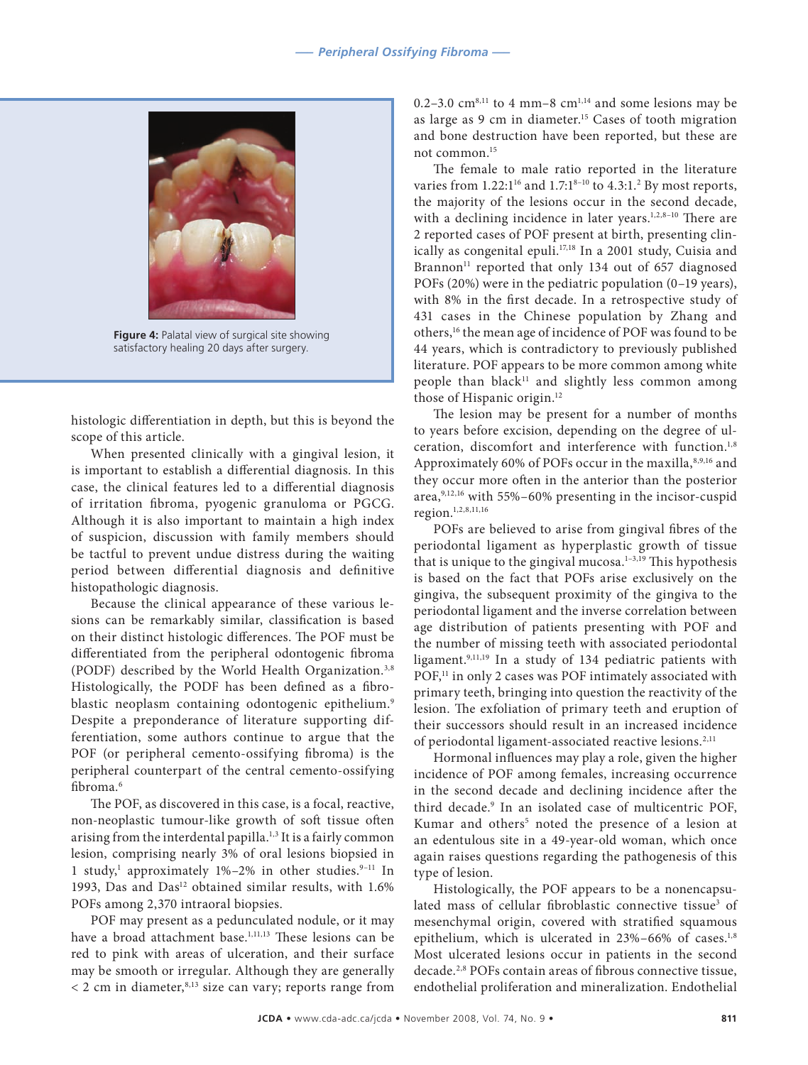Figure 4: Palatal view of surgical site showing satisfactory healing 20 days after surgery.

histologic differentiation in depth, but this is beyond the scope of this article.

When presented clinically with a gingival lesion, it is important to establish a differential diagnosis. In this case, the clinical features led to a differential diagnosis of irritation fibroma, pyogenic granuloma or PGCG. Although it is also important to maintain a high index of suspicion, discussion with family members should be tactful to prevent undue distress during the waiting period between differential diagnosis and definitive histopathologic diagnosis.

Because the clinical appearance of these various lesions can be remarkably similar, classification is based on their distinct histologic differences. The POF must be differentiated from the peripheral odontogenic fibroma (PODF) described by the World Health Organization.[3,8] Histologically, the PODF has been defined as a fibroblastic neoplasm containing odontogenic epithelium.[9] Despite a preponderance of literature supporting differentiation, some authors continue to argue that the POF (or peripheral cemento-ossifying fibroma) is the peripheral counterpart of the central cemento-ossifying fibroma.[6]

The POF, as discovered in this case, is a focal, reactive, non-neoplastic tumour-like growth of soft tissue often arising from the interdental papilla.[1,3] It is a fairly common lesion, comprising nearly 3% of oral lesions biopsied in 1 study,[1] approximately 1%–2% in other studies.[9–11] In 1993, Das and Das[12] obtained similar results, with 1.6% POFs among 2,370 intraoral biopsies.

POF may present as a pedunculated nodule, or it may have a broad attachment base.[1,11,13] These lesions can be red to pink with areas of ulceration, and their surface may be smooth or irregular. Although they are generally < 2 cm in diameter,[8,13] size can vary; reports range from 0.2–3.0 cm[8,11] to 4 mm–8 cm[1,14] and some lesions may be as large as 9 cm in diameter.[15] Cases of tooth migration and bone destruction have been reported, but these are not common.[15]

The female to male ratio reported in the literature varies from 1.22:1[16] and 1.7:1[8–10] to 4.3:1.[2] By most reports, the majority of the lesions occur in the second decade, with a declining incidence in later years.[1,2,8–10] There are 2 reported cases of POF present at birth, presenting clinically as congenital epuli.[17,18] In a 2001 study, Cuisia and Brannon[11] reported that only 134 out of 657 diagnosed POFs (20%) were in the pediatric population (0–19 years), with 8% in the first decade. In a retrospective study of 431 cases in the Chinese population by Zhang and others,[16] the mean age of incidence of POF was found to be 44 years, which is contradictory to previously published literature. POF appears to be more common among white people than black[11] and slightly less common among those of Hispanic origin.[12]

The lesion may be present for a number of months to years before excision, depending on the degree of ulceration, discomfort and interference with function.[1,8] Approximately 60% of POFs occur in the maxilla,[8,9,16] and they occur more often in the anterior than the posterior area,[9,12,16] with 55%–60% presenting in the incisor-cuspid region.[1,2,8,11,16]

POFs are believed to arise from gingival fibres of the periodontal ligament as hyperplastic growth of tissue that is unique to the gingival mucosa.[1–3,19] This hypothesis is based on the fact that POFs arise exclusively on the gingiva, the subsequent proximity of the gingiva to the periodontal ligament and the inverse correlation between age distribution of patients presenting with POF and the number of missing teeth with associated periodontal ligament.[9,11,19] In a study of 134 pediatric patients with POF,[11] in only 2 cases was POF intimately associated with primary teeth, bringing into question the reactivity of the lesion. The exfoliation of primary teeth and eruption of their successors should result in an increased incidence of periodontal ligament-associated reactive lesions.[2,11]

Hormonal influences may play a role, given the higher incidence of POF among females, increasing occurrence in the second decade and declining incidence after the third decade.[9] In an isolated case of multicentric POF, Kumar and others[5] noted the presence of a lesion at an edentulous site in a 49-year-old woman, which once again raises questions regarding the pathogenesis of this type of lesion.

Histologically, the POF appears to be a nonencapsulated mass of cellular fibroblastic connective tissue[3] of mesenchymal origin, covered with stratified squamous epithelium, which is ulcerated in 23%–66% of cases.[1,8] Most ulcerated lesions occur in patients in the second decade.[2,8] POFs contain areas of fibrous connective tissue, endothelial proliferation and mineralization. Endothelial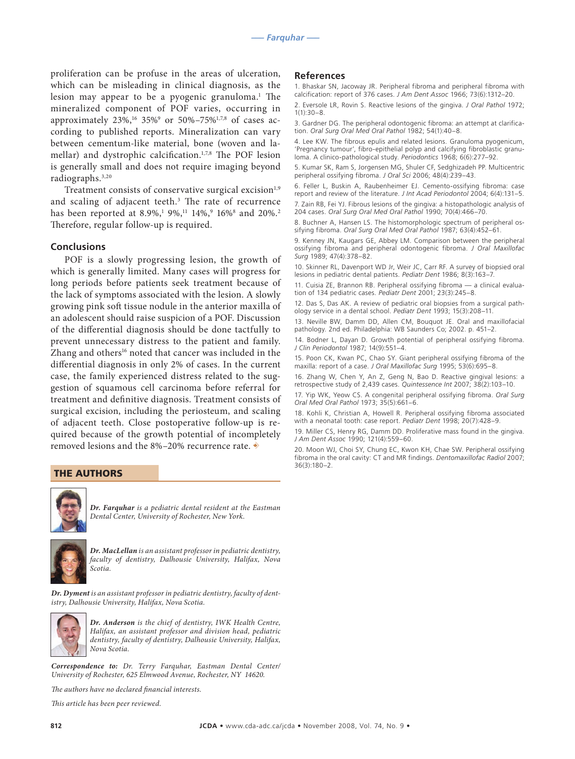proliferation can be profuse in the areas of ulceration, which can be misleading in clinical diagnosis, as the lesion may appear to be a pyogenic granuloma.[1] The mineralized component of POF varies, occurring in approximately 23%,[16] 35%[9] or 50%–75%[1,7,8] of cases according to published reports. Mineralization can vary between cementum-like material, bone (woven and lamellar) and dystrophic calcification.[1,7,8] The POF lesion is generally small and does not require imaging beyond radiographs.[3,20]

Treatment consists of conservative surgical excision[1,9] and scaling of adjacent teeth.[3] The rate of recurrence has been reported at 8.9%,[1] 9%,[11] 14%,[9] 16%[8] and 20%.[2] Therefore, regular follow-up is required.

## Conclusions

POF is a slowly progressing lesion, the growth of which is generally limited. Many cases will progress for long periods before patients seek treatment because of the lack of symptoms associated with the lesion. A slowly growing pink soft tissue nodule in the anterior maxilla of an adolescent should raise suspicion of a POF. Discussion of the differential diagnosis should be done tactfully to prevent unnecessary distress to the patient and family. Zhang and others[16] noted that cancer was included in the differential diagnosis in only 2% of cases. In the current case, the family experienced distress related to the suggestion of squamous cell carcinoma before referral for treatment and definitive diagnosis. Treatment consists of surgical excision, including the periosteum, and scaling of adjacent teeth. Close postoperative follow-up is required because of the growth potential of incompletely removed lesions and the 8%–20% recurrence rate.

## THE AUTHORS

***Dr. Farquhar*** *is a pediatric dental resident at the Eastman Dental Center, University of Rochester, New York.*

***Dr. MacLellan*** *is an assistant professor in pediatric dentistry, faculty of dentistry, Dalhousie University, Halifax, Nova Scotia.*

***Dr. Dyment*** *is an assistant professor in pediatric dentistry, faculty of dentistry, Dalhousie University, Halifax, Nova Scotia.*

***Dr. Anderson*** *is the chief of dentistry, IWK Health Centre, Halifax, an assistant professor and division head, pediatric dentistry, faculty of dentistry, Dalhousie University, Halifax, Nova Scotia.*

***Correspondence to:*** *Dr. Terry Farquhar, Eastman Dental Center/University of Rochester, 625 Elmwood Avenue, Rochester, NY 14620.*

*The authors have no declared financial interests.*

*This article has been peer reviewed.*

## References

1. Bhaskar SN, Jacoway JR. Peripheral fibroma and peripheral fibroma with calcification: report of 376 cases. *J Am Dent Assoc* 1966; 73(6):1312–20.
2. Eversole LR, Rovin S. Reactive lesions of the gingiva. *J Oral Pathol* 1972; 1(1):30–8.
3. Gardner DG. The peripheral odontogenic fibroma: an attempt at clarification. *Oral Surg Oral Med Oral Pathol* 1982; 54(1):40–8.
4. Lee KW. The fibrous epulis and related lesions. Granuloma pyogenicum, 'Pregnancy tumour', fibro-epithelial polyp and calcifying fibroblastic granuloma. A clinico-pathological study. *Periodontics* 1968; 6(6):277–92.
5. Kumar SK, Ram S, Jorgensen MG, Shuler CF, Sedghizadeh PP. Multicentric peripheral ossifying fibroma. *J Oral Sci* 2006; 48(4):239–43.
6. Feller L, Buskin A, Raubenheimer EJ. Cemento-ossifying fibroma: case report and review of the literature. *J Int Acad Periodontol* 2004; 6(4):131–5.
7. Zain RB, Fei YJ. Fibrous lesions of the gingiva: a histopathologic analysis of 204 cases. *Oral Surg Oral Med Oral Pathol* 1990; 70(4):466–70.
8. Buchner A, Hansen LS. The histomorphologic spectrum of peripheral ossifying fibroma. *Oral Surg Oral Med Oral Pathol* 1987; 63(4):452–61.
9. Kenney JN, Kaugars GE, Abbey LM. Comparison between the peripheral ossifying fibroma and peripheral odontogenic fibroma. *J Oral Maxillofac Surg* 1989; 47(4):378–82.
10. Skinner RL, Davenport WD Jr, Weir JC, Carr RF. A survey of biopsied oral lesions in pediatric dental patients. *Pediatr Dent* 1986; 8(3):163–7.
11. Cuisia ZE, Brannon RB. Peripheral ossifying fibroma — a clinical evaluation of 134 pediatric cases. *Pediatr Dent* 2001; 23(3):245–8.
12. Das S, Das AK. A review of pediatric oral biopsies from a surgical pathology service in a dental school. *Pediatr Dent* 1993; 15(3):208–11.
13. Neville BW, Damm DD, Allen CM, Bouquot JE. Oral and maxillofacial pathology. 2nd ed. Philadelphia: WB Saunders Co; 2002. p. 451–2.
14. Bodner L, Dayan D. Growth potential of peripheral ossifying fibroma. *J Clin Periodontol* 1987; 14(9):551–4.
15. Poon CK, Kwan PC, Chao SY. Giant peripheral ossifying fibroma of the maxilla: report of a case. *J Oral Maxillofac Surg* 1995; 53(6):695–8.
16. Zhang W, Chen Y, An Z, Geng N, Bao D. Reactive gingival lesions: a retrospective study of 2,439 cases. *Quintessence Int* 2007; 38(2):103–10.
17. Yip WK, Yeow CS. A congenital peripheral ossifying fibroma. *Oral Surg Oral Med Oral Pathol* 1973; 35(5):661–6.
18. Kohli K, Christian A, Howell R. Peripheral ossifying fibroma associated with a neonatal tooth: case report. *Pediatr Dent* 1998; 20(7):428–9.
19. Miller CS, Henry RG, Damm DD. Proliferative mass found in the gingiva. *J Am Dent Assoc* 1990; 121(4):559–60.
20. Moon WJ, Choi SY, Chung EC, Kwon KH, Chae SW. Peripheral ossifying fibroma in the oral cavity: CT and MR findings. *Dentomaxillofac Radiol* 2007; 36(3):180–2.